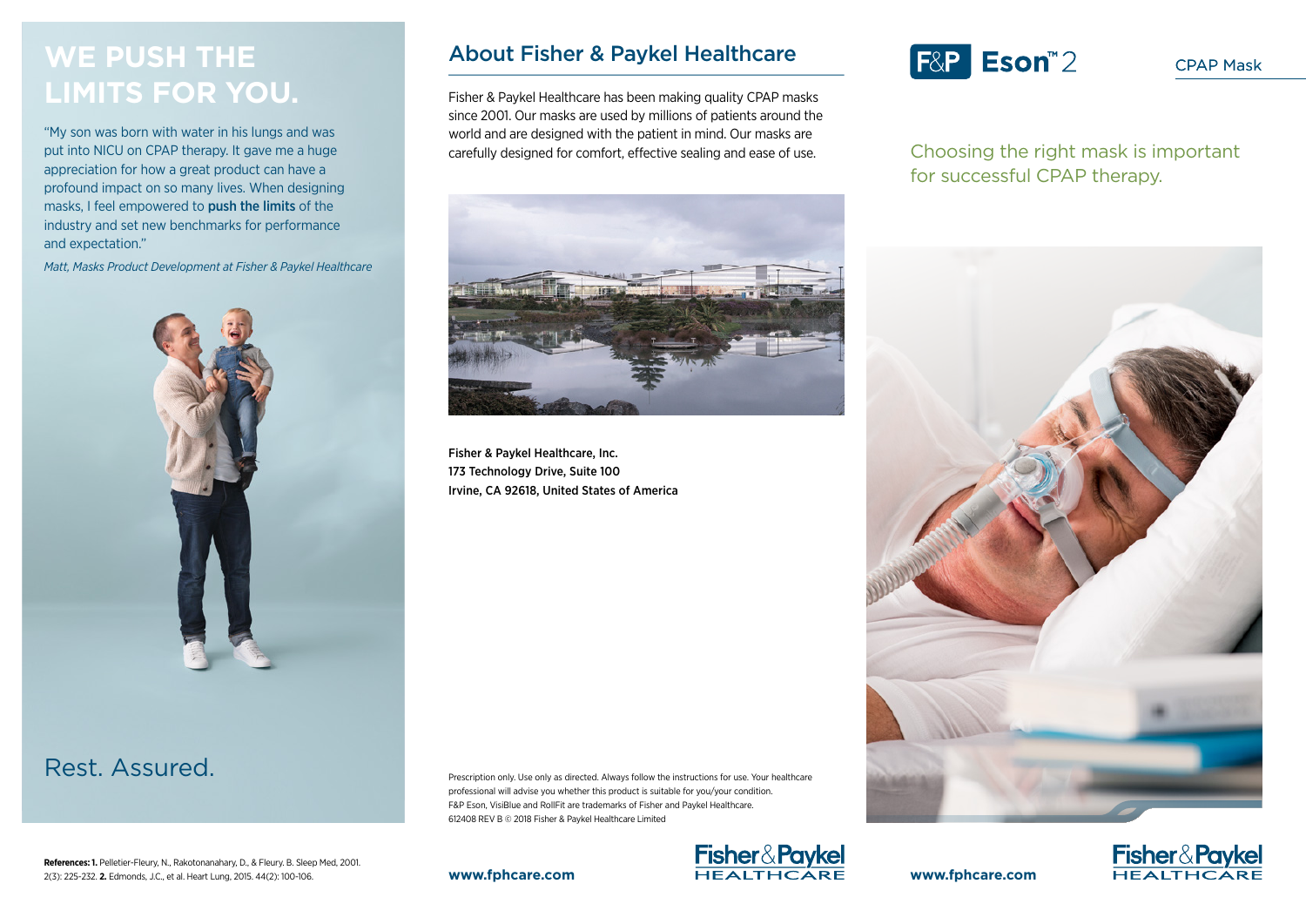# WE PUSH THE LIMITS FOR YOU.

"My son was born with water in his lungs and was put into NICU on CPAP therapy. It gave me a huge appreciation for how a great product can have a profound impact on so many lives. When designing masks, I feel empowered to **push the limits** of the industry and set new benchmarks for performance and expectation."

*Matt, Masks Product Development at Fisher & Paykel Healthcare*

Rest. Assured.

**References: 1.** Pelletier-Fleury, N., Rakotonanahary, D., & Fleury. B. Sleep Med, 2001. 2(3): 225-232. **2.** Edmonds, J.C., et al. Heart Lung, 2015. 44(2): 100-106.

## About Fisher & Paykel Healthcare

Fisher & Paykel Healthcare has been making quality CPAP masks since 2001. Our masks are used by millions of patients around the world and are designed with the patient in mind. Our masks are carefully designed for comfort, effective sealing and ease of use.

Fisher & Paykel Healthcare, Inc.
173 Technology Drive, Suite 100
Irvine, CA 92618, United States of America

Prescription only. Use only as directed. Always follow the instructions for use. Your healthcare professional will advise you whether this product is suitable for you/your condition.
F&P Eson, VisiBlue and RollFit are trademarks of Fisher and Paykel Healthcare.
612408 REV B © 2018 Fisher & Paykel Healthcare Limited

**www.fphcare.com**

Fisher & Paykel HEALTHCARE

# F&P Eson™ 2

CPAP Mask

Choosing the right mask is important for successful CPAP therapy.

**www.fphcare.com**

Fisher & Paykel HEALTHCARE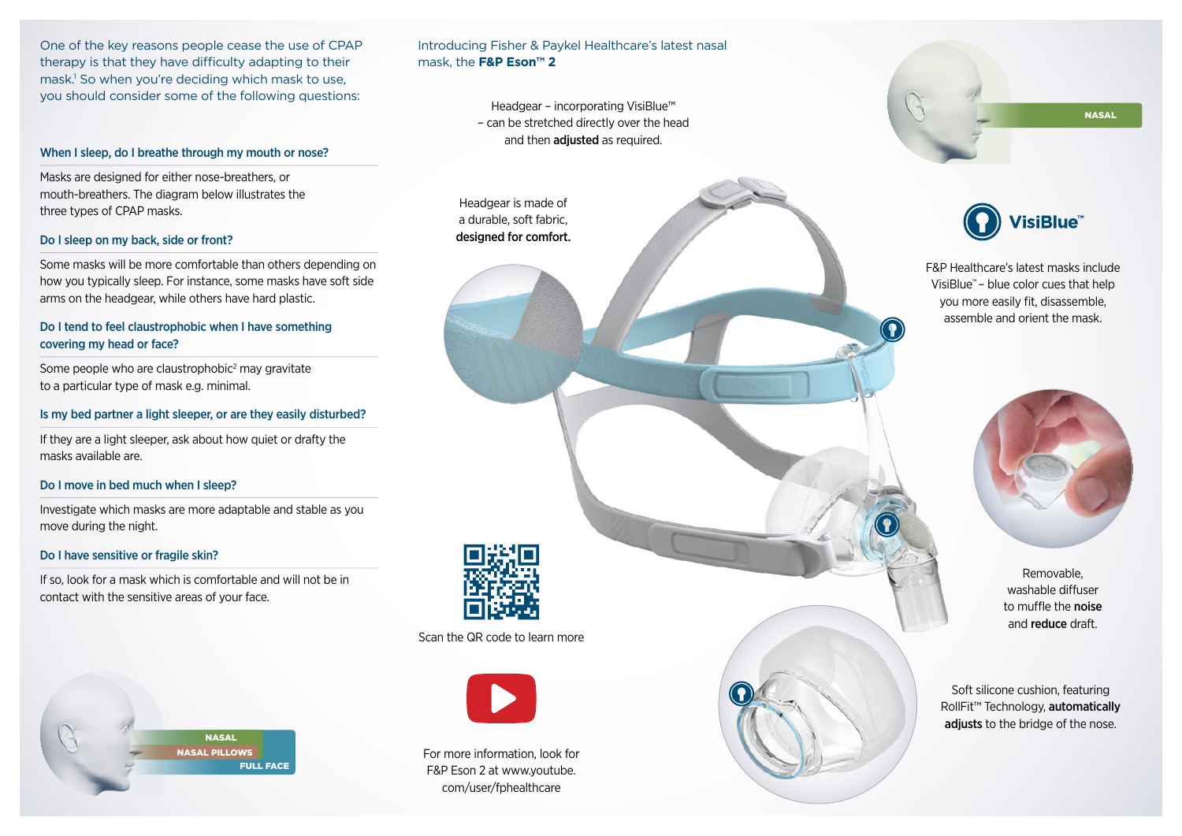One of the key reasons people cease the use of CPAP therapy is that they have difficulty adapting to their mask.[1] So when you're deciding which mask to use, you should consider some of the following questions:

### When I sleep, do I breathe through my mouth or nose?

Masks are designed for either nose-breathers, or mouth-breathers. The diagram below illustrates the three types of CPAP masks.

### Do I sleep on my back, side or front?

Some masks will be more comfortable than others depending on how you typically sleep. For instance, some masks have soft side arms on the headgear, while others have hard plastic.

### Do I tend to feel claustrophobic when I have something covering my head or face?

Some people who are claustrophobic[2] may gravitate to a particular type of mask e.g. minimal.

### Is my bed partner a light sleeper, or are they easily disturbed?

If they are a light sleeper, ask about how quiet or drafty the masks available are.

### Do I move in bed much when I sleep?

Investigate which masks are more adaptable and stable as you move during the night.

### Do I have sensitive or fragile skin?

If so, look for a mask which is comfortable and will not be in contact with the sensitive areas of your face.

NASAL
NASAL PILLOWS
FULL FACE

Introducing Fisher & Paykel Healthcare's latest nasal mask, the **F&P Eson™ 2**

Headgear – incorporating VisiBlue™ – can be stretched directly over the head and then **adjusted** as required.

Headgear is made of a durable, soft fabric, **designed for comfort.**

Scan the QR code to learn more

For more information, look for F&P Eson 2 at www.youtube.com/user/fphealthcare

NASAL

**VisiBlue™**

F&P Healthcare's latest masks include VisiBlue™ – blue color cues that help you more easily fit, disassemble, assemble and orient the mask.

Removable, washable diffuser to muffle the **noise** and **reduce** draft.

Soft silicone cushion, featuring RollFit™ Technology, **automatically adjusts** to the bridge of the nose.